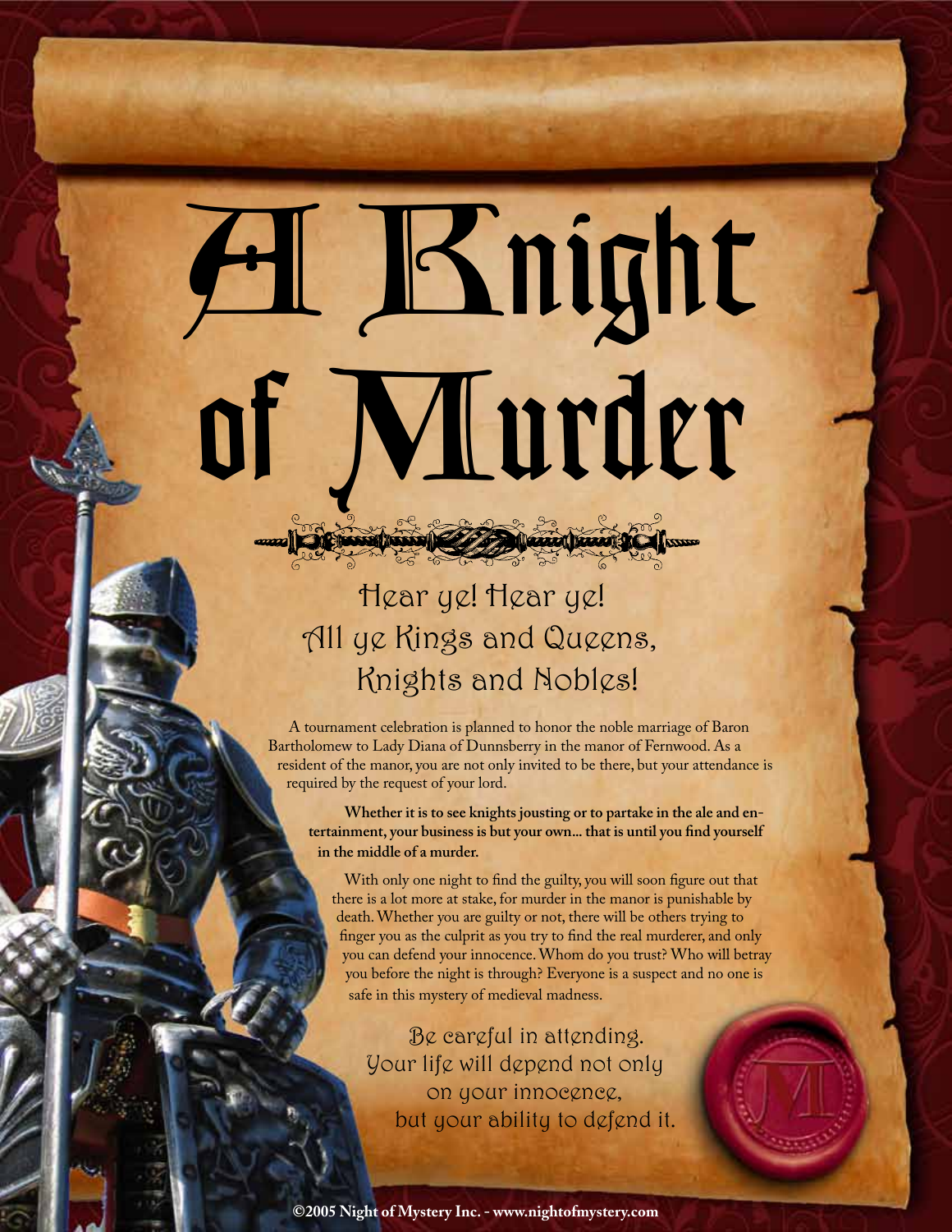# A Knight of Murder

## Hear ye! Hear ye!
## All ye Kings and Queens, Knights and Nobles!

A tournament celebration is planned to honor the noble marriage of Baron Bartholomew to Lady Diana of Dunnsberry in the manor of Fernwood. As a resident of the manor, you are not only invited to be there, but your attendance is required by the request of your lord.

**Whether it is to see knights jousting or to partake in the ale and entertainment, your business is but your own... that is until you find yourself in the middle of a murder.**

With only one night to find the guilty, you will soon figure out that there is a lot more at stake, for murder in the manor is punishable by death. Whether you are guilty or not, there will be others trying to finger you as the culprit as you try to find the real murderer, and only you can defend your innocence. Whom do you trust? Who will betray you before the night is through? Everyone is a suspect and no one is safe in this mystery of medieval madness.

Be careful in attending.
Your life will depend not only on your innocence, but your ability to defend it.

©2005 Night of Mystery Inc. - www.nightofmystery.com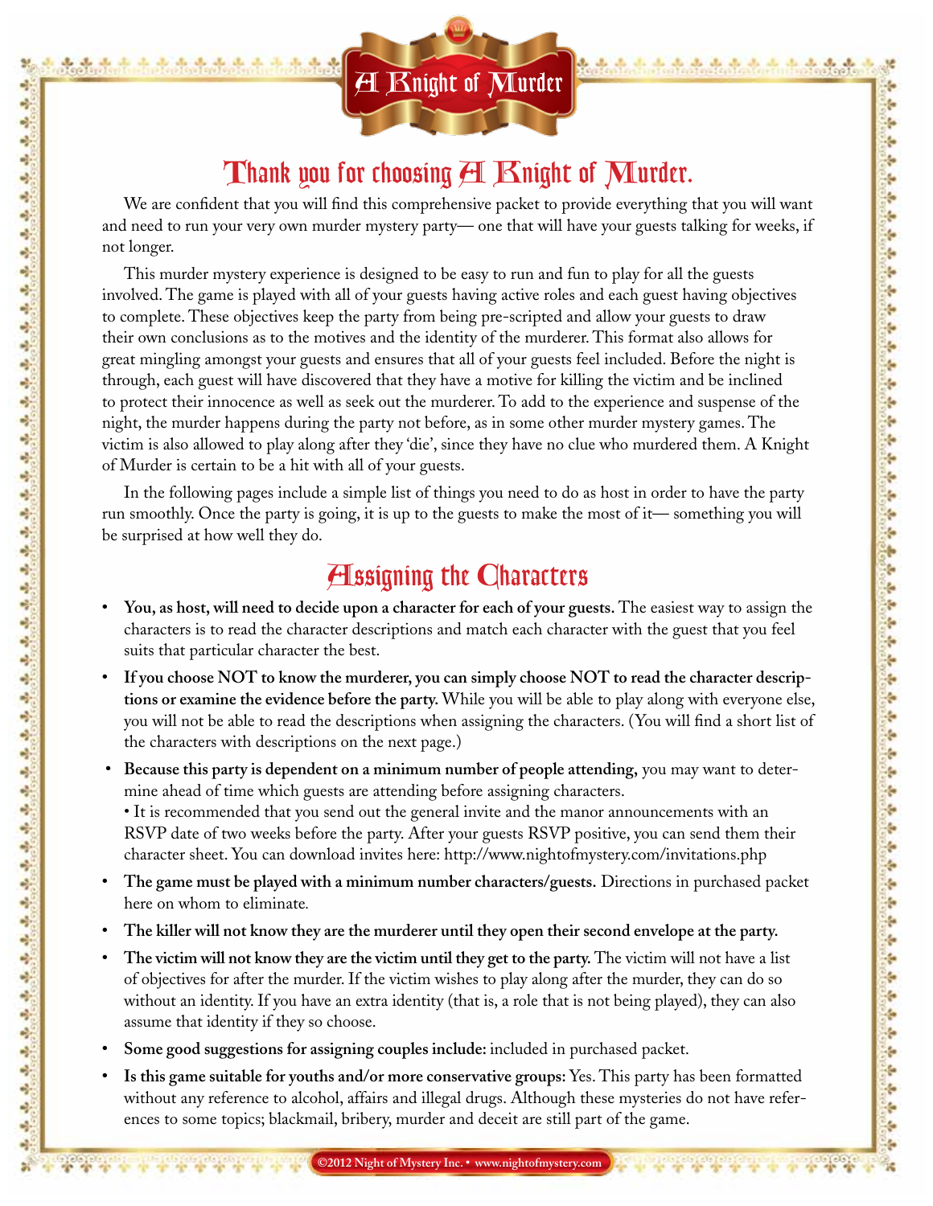# A Knight of Murder

## Thank you for choosing A Knight of Murder.

We are confident that you will find this comprehensive packet to provide everything that you will want and need to run your very own murder mystery party— one that will have your guests talking for weeks, if not longer.

This murder mystery experience is designed to be easy to run and fun to play for all the guests involved. The game is played with all of your guests having active roles and each guest having objectives to complete. These objectives keep the party from being pre-scripted and allow your guests to draw their own conclusions as to the motives and the identity of the murderer. This format also allows for great mingling amongst your guests and ensures that all of your guests feel included. Before the night is through, each guest will have discovered that they have a motive for killing the victim and be inclined to protect their innocence as well as seek out the murderer. To add to the experience and suspense of the night, the murder happens during the party not before, as in some other murder mystery games. The victim is also allowed to play along after they 'die', since they have no clue who murdered them. A Knight of Murder is certain to be a hit with all of your guests.

In the following pages include a simple list of things you need to do as host in order to have the party run smoothly. Once the party is going, it is up to the guests to make the most of it— something you will be surprised at how well they do.

## Assigning the Characters

- **You, as host, will need to decide upon a character for each of your guests.** The easiest way to assign the characters is to read the character descriptions and match each character with the guest that you feel suits that particular character the best.
- **If you choose NOT to know the murderer, you can simply choose NOT to read the character descriptions or examine the evidence before the party.** While you will be able to play along with everyone else, you will not be able to read the descriptions when assigning the characters. (You will find a short list of the characters with descriptions on the next page.)
- **Because this party is dependent on a minimum number of people attending,** you may want to determine ahead of time which guests are attending before assigning characters.
  - It is recommended that you send out the general invite and the manor announcements with an RSVP date of two weeks before the party. After your guests RSVP positive, you can send them their character sheet. You can download invites here: http://www.nightofmystery.com/invitations.php
- **The game must be played with a minimum number characters/guests.** Directions in purchased packet here on whom to eliminate.
- **The killer will not know they are the murderer until they open their second envelope at the party.**
- **The victim will not know they are the victim until they get to the party.** The victim will not have a list of objectives for after the murder. If the victim wishes to play along after the murder, they can do so without an identity. If you have an extra identity (that is, a role that is not being played), they can also assume that identity if they so choose.
- **Some good suggestions for assigning couples include:** included in purchased packet.
- **Is this game suitable for youths and/or more conservative groups:** Yes. This party has been formatted without any reference to alcohol, affairs and illegal drugs. Although these mysteries do not have references to some topics; blackmail, bribery, murder and deceit are still part of the game.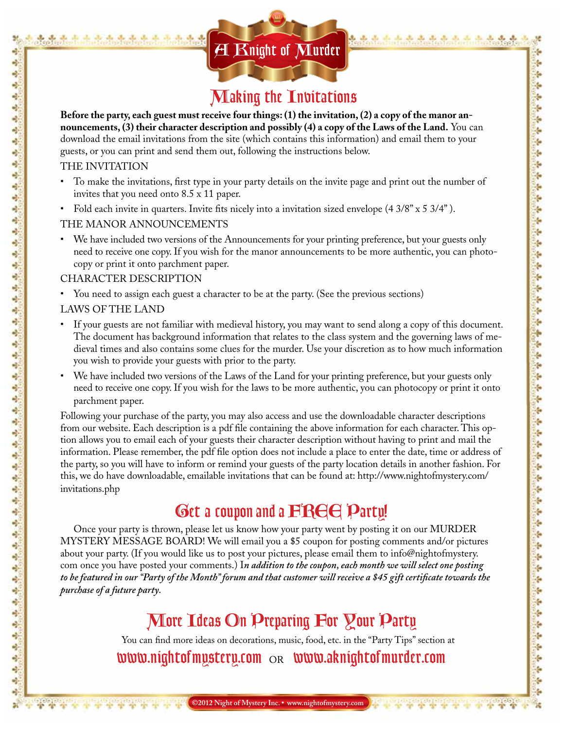# A Knight of Murder

## Making the Invitations

**Before the party, each guest must receive four things: (1) the invitation, (2) a copy of the manor announcements, (3) their character description and possibly (4) a copy of the Laws of the Land.** You can download the email invitations from the site (which contains this information) and email them to your guests, or you can print and send them out, following the instructions below.

THE INVITATION

- To make the invitations, first type in your party details on the invite page and print out the number of invites that you need onto 8.5 x 11 paper.
- Fold each invite in quarters. Invite fits nicely into a invitation sized envelope (4 3/8" x 5 3/4" ).

THE MANOR ANNOUNCEMENTS

- We have included two versions of the Announcements for your printing preference, but your guests only need to receive one copy. If you wish for the manor announcements to be more authentic, you can photocopy or print it onto parchment paper.

CHARACTER DESCRIPTION

- You need to assign each guest a character to be at the party. (See the previous sections)

LAWS OF THE LAND

- If your guests are not familiar with medieval history, you may want to send along a copy of this document. The document has background information that relates to the class system and the governing laws of medieval times and also contains some clues for the murder. Use your discretion as to how much information you wish to provide your guests with prior to the party.
- We have included two versions of the Laws of the Land for your printing preference, but your guests only need to receive one copy. If you wish for the laws to be more authentic, you can photocopy or print it onto parchment paper.

Following your purchase of the party, you may also access and use the downloadable character descriptions from our website. Each description is a pdf file containing the above information for each character. This option allows you to email each of your guests their character description without having to print and mail the information. Please remember, the pdf file option does not include a place to enter the date, time or address of the party, so you will have to inform or remind your guests of the party location details in another fashion. For this, we do have downloadable, emailable invitations that can be found at: http://www.nightofmystery.com/invitations.php

## Get a coupon and a FREE Party!

Once your party is thrown, please let us know how your party went by posting it on our MURDER MYSTERY MESSAGE BOARD! We will email you a $5 coupon for posting comments and/or pictures about your party. (If you would like us to post your pictures, please email them to info@nightofmystery.com once you have posted your comments.) I*n addition to the coupon, each month we will select one posting to be featured in our "Party of the Month" forum and that customer will receive a $45 gift certificate towards the purchase of a future party*.

## More Ideas On Preparing For Your Party

You can find more ideas on decorations, music, food, etc. in the "Party Tips" section at

www.nightofmystery.com OR www.aknightofmurder.com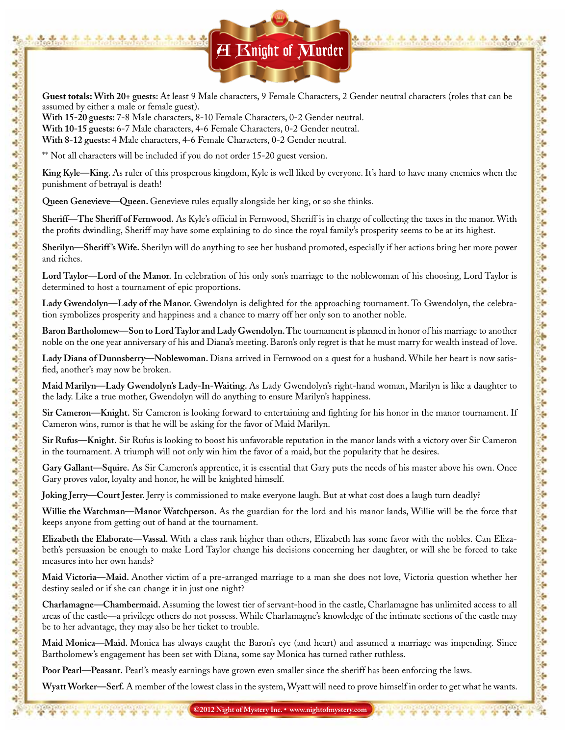# A Knight of Murder

**Guest totals: With 20+ guests:** At least 9 Male characters, 9 Female Characters, 2 Gender neutral characters (roles that can be assumed by either a male or female guest).
**With 15-20 guests:** 7-8 Male characters, 8-10 Female Characters, 0-2 Gender neutral.
**With 10-15 guests:** 6-7 Male characters, 4-6 Female Characters, 0-2 Gender neutral.
**With 8-12 guests:** 4 Male characters, 4-6 Female Characters, 0-2 Gender neutral.

** Not all characters will be included if you do not order 15-20 guest version.

**King Kyle—King.** As ruler of this prosperous kingdom, Kyle is well liked by everyone. It's hard to have many enemies when the punishment of betrayal is death!

**Queen Genevieve—Queen.** Genevieve rules equally alongside her king, or so she thinks.

**Sheriff—The Sheriff of Fernwood.** As Kyle's official in Fernwood, Sheriff is in charge of collecting the taxes in the manor. With the profits dwindling, Sheriff may have some explaining to do since the royal family's prosperity seems to be at its highest.

**Sherilyn—Sheriff's Wife.** Sherilyn will do anything to see her husband promoted, especially if her actions bring her more power and riches.

**Lord Taylor—Lord of the Manor.** In celebration of his only son's marriage to the noblewoman of his choosing, Lord Taylor is determined to host a tournament of epic proportions.

**Lady Gwendolyn—Lady of the Manor.** Gwendolyn is delighted for the approaching tournament. To Gwendolyn, the celebration symbolizes prosperity and happiness and a chance to marry off her only son to another noble.

**Baron Bartholomew—Son to Lord Taylor and Lady Gwendolyn.** The tournament is planned in honor of his marriage to another noble on the one year anniversary of his and Diana's meeting. Baron's only regret is that he must marry for wealth instead of love.

**Lady Diana of Dunnsberry—Noblewoman.** Diana arrived in Fernwood on a quest for a husband. While her heart is now satisfied, another's may now be broken.

**Maid Marilyn—Lady Gwendolyn's Lady-In-Waiting.** As Lady Gwendolyn's right-hand woman, Marilyn is like a daughter to the lady. Like a true mother, Gwendolyn will do anything to ensure Marilyn's happiness.

**Sir Cameron—Knight.** Sir Cameron is looking forward to entertaining and fighting for his honor in the manor tournament. If Cameron wins, rumor is that he will be asking for the favor of Maid Marilyn.

**Sir Rufus—Knight.** Sir Rufus is looking to boost his unfavorable reputation in the manor lands with a victory over Sir Cameron in the tournament. A triumph will not only win him the favor of a maid, but the popularity that he desires.

**Gary Gallant—Squire.** As Sir Cameron's apprentice, it is essential that Gary puts the needs of his master above his own. Once Gary proves valor, loyalty and honor, he will be knighted himself.

**Joking Jerry—Court Jester.** Jerry is commissioned to make everyone laugh. But at what cost does a laugh turn deadly?

**Willie the Watchman—Manor Watchperson.** As the guardian for the lord and his manor lands, Willie will be the force that keeps anyone from getting out of hand at the tournament.

**Elizabeth the Elaborate—Vassal.** With a class rank higher than others, Elizabeth has some favor with the nobles. Can Elizabeth's persuasion be enough to make Lord Taylor change his decisions concerning her daughter, or will she be forced to take measures into her own hands?

**Maid Victoria—Maid.** Another victim of a pre-arranged marriage to a man she does not love, Victoria question whether her destiny sealed or if she can change it in just one night?

**Charlamagne—Chambermaid.** Assuming the lowest tier of servant-hood in the castle, Charlamagne has unlimited access to all areas of the castle—a privilege others do not possess. While Charlamagne's knowledge of the intimate sections of the castle may be to her advantage, they may also be her ticket to trouble.

**Maid Monica—Maid.** Monica has always caught the Baron's eye (and heart) and assumed a marriage was impending. Since Bartholomew's engagement has been set with Diana, some say Monica has turned rather ruthless.

**Poor Pearl—Peasant.** Pearl's measly earnings have grown even smaller since the sheriff has been enforcing the laws.

**Wyatt Worker—Serf.** A member of the lowest class in the system, Wyatt will need to prove himself in order to get what he wants.

©2012 Night of Mystery Inc. • www.nightofmystery.com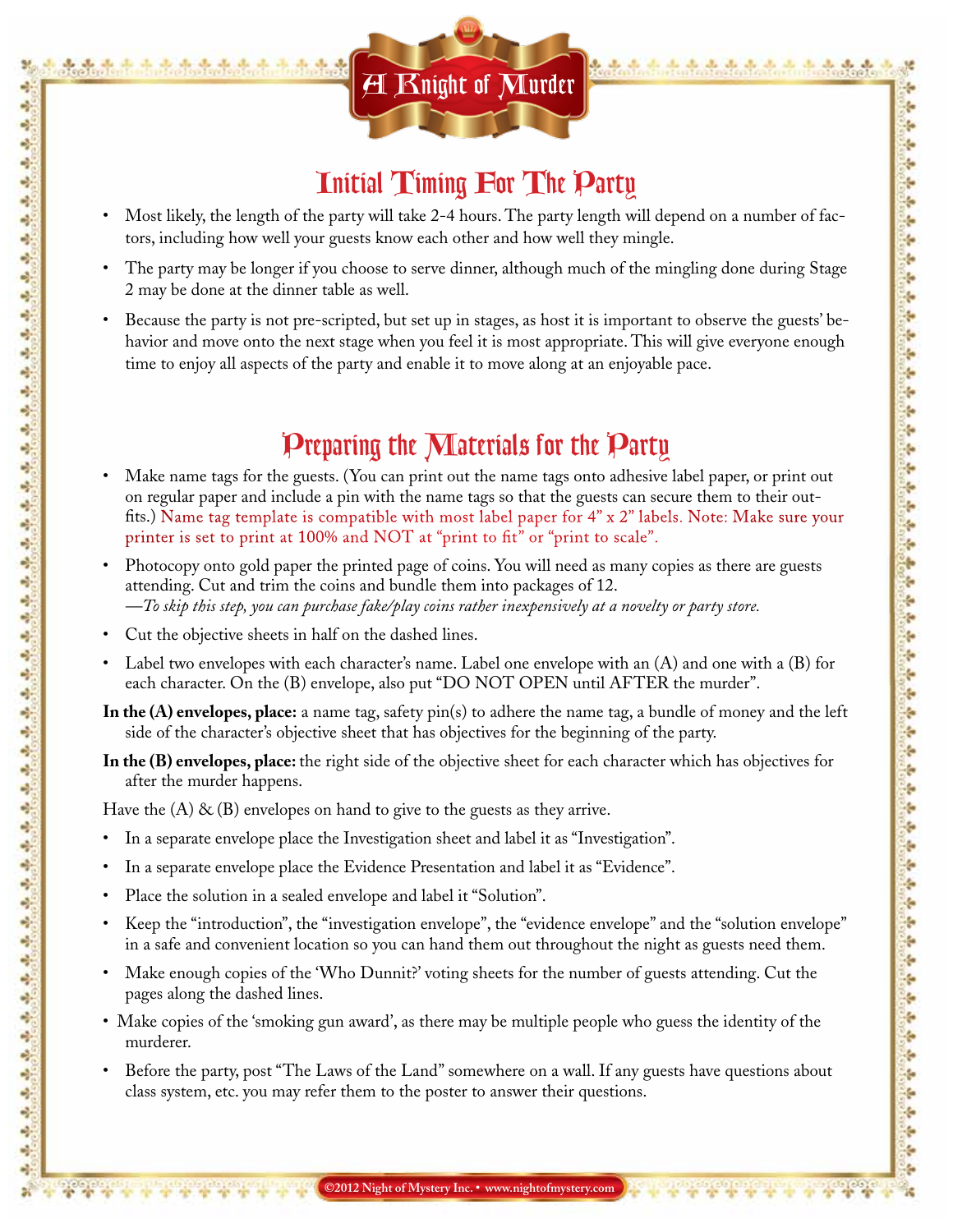## Initial Timing For The Party

- Most likely, the length of the party will take 2-4 hours. The party length will depend on a number of factors, including how well your guests know each other and how well they mingle.
- The party may be longer if you choose to serve dinner, although much of the mingling done during Stage 2 may be done at the dinner table as well.
- Because the party is not pre-scripted, but set up in stages, as host it is important to observe the guests' behavior and move onto the next stage when you feel it is most appropriate. This will give everyone enough time to enjoy all aspects of the party and enable it to move along at an enjoyable pace.

## Preparing the Materials for the Party

- Make name tags for the guests. (You can print out the name tags onto adhesive label paper, or print out on regular paper and include a pin with the name tags so that the guests can secure them to their outfits.) Name tag template is compatible with most label paper for 4" x 2" labels. Note: Make sure your printer is set to print at 100% and NOT at "print to fit" or "print to scale".
- Photocopy onto gold paper the printed page of coins. You will need as many copies as there are guests attending. Cut and trim the coins and bundle them into packages of 12.
  *—To skip this step, you can purchase fake/play coins rather inexpensively at a novelty or party store.*
- Cut the objective sheets in half on the dashed lines.
- Label two envelopes with each character's name. Label one envelope with an (A) and one with a (B) for each character. On the (B) envelope, also put "DO NOT OPEN until AFTER the murder".

**In the (A) envelopes, place:** a name tag, safety pin(s) to adhere the name tag, a bundle of money and the left side of the character's objective sheet that has objectives for the beginning of the party.

**In the (B) envelopes, place:** the right side of the objective sheet for each character which has objectives for after the murder happens.

Have the (A) & (B) envelopes on hand to give to the guests as they arrive.

- In a separate envelope place the Investigation sheet and label it as "Investigation".
- In a separate envelope place the Evidence Presentation and label it as "Evidence".
- Place the solution in a sealed envelope and label it "Solution".
- Keep the "introduction", the "investigation envelope", the "evidence envelope" and the "solution envelope" in a safe and convenient location so you can hand them out throughout the night as guests need them.
- Make enough copies of the 'Who Dunnit?' voting sheets for the number of guests attending. Cut the pages along the dashed lines.
- Make copies of the 'smoking gun award', as there may be multiple people who guess the identity of the murderer.
- Before the party, post "The Laws of the Land" somewhere on a wall. If any guests have questions about class system, etc. you may refer them to the poster to answer their questions.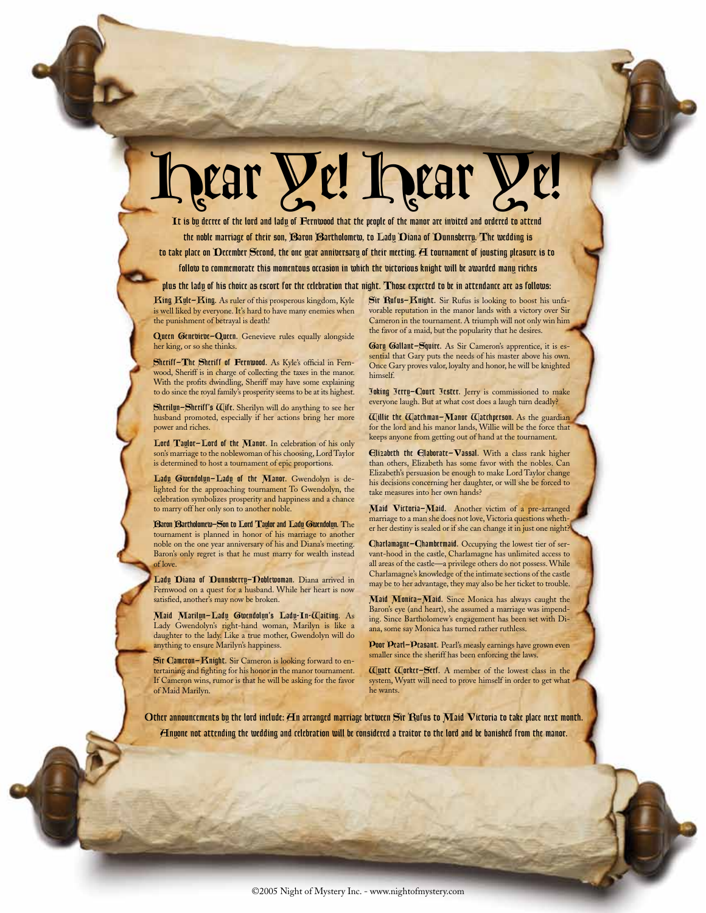# Hear Ye! Hear Ye!

**It is by decree of the lord and lady of Fernwood that the people of the manor are invited and ordered to attend the noble marriage of their son, Baron Bartholomew, to Lady Diana of Dunnsberry. The wedding is to take place on December Second, the one year anniversary of their meeting. A tournament of jousting pleasure is to follow to commemorate this momentous occasion in which the victorious knight will be awarded many riches plus the lady of his choice as escort for the celebration that night. Those expected to be in attendance are as follows:**

**King Kyle–King.** As ruler of this prosperous kingdom, Kyle is well liked by everyone. It's hard to have many enemies when the punishment of betrayal is death!

**Queen Genevieve–Queen.** Genevieve rules equally alongside her king, or so she thinks.

**Sheriff–The Sheriff of Fernwood.** As Kyle's official in Fernwood, Sheriff is in charge of collecting the taxes in the manor. With the profits dwindling, Sheriff may have some explaining to do since the royal family's prosperity seems to be at its highest.

**Sherilyn–Sheriff's Wife.** Sherilyn will do anything to see her husband promoted, especially if her actions bring her more power and riches.

**Lord Taylor–Lord of the Manor.** In celebration of his only son's marriage to the noblewoman of his choosing, Lord Taylor is determined to host a tournament of epic proportions.

**Lady Gwendolyn–Lady of the Manor.** Gwendolyn is delighted for the approaching tournament To Gwendolyn, the celebration symbolizes prosperity and happiness and a chance to marry off her only son to another noble.

**Baron Bartholomew–Son to Lord Taylor and Lady Gwendolyn.** The tournament is planned in honor of his marriage to another noble on the one year anniversary of his and Diana's meeting. Baron's only regret is that he must marry for wealth instead of love.

**Lady Diana of Dunnsberry–Noblewoman.** Diana arrived in Fernwood on a quest for a husband. While her heart is now satisfied, another's may now be broken.

**Maid Marilyn–Lady Gwendolyn's Lady-In-Waiting.** As Lady Gwendolyn's right-hand woman, Marilyn is like a daughter to the lady. Like a true mother, Gwendolyn will do anything to ensure Marilyn's happiness.

**Sir Cameron–Knight.** Sir Cameron is looking forward to entertaining and fighting for his honor in the manor tournament. If Cameron wins, rumor is that he will be asking for the favor of Maid Marilyn.

**Sir Rufus–Knight.** Sir Rufus is looking to boost his unfavorable reputation in the manor lands with a victory over Sir Cameron in the tournament. A triumph will not only win him the favor of a maid, but the popularity that he desires.

**Gary Gallant–Squire.** As Sir Cameron's apprentice, it is essential that Gary puts the needs of his master above his own. Once Gary proves valor, loyalty and honor, he will be knighted himself.

**Joking Jerry–Court Jester.** Jerry is commissioned to make everyone laugh. But at what cost does a laugh turn deadly?

**Willie the Watchman–Manor Watchperson.** As the guardian for the lord and his manor lands, Willie will be the force that keeps anyone from getting out of hand at the tournament.

**Elizabeth the Elaborate–Vassal.** With a class rank higher than others, Elizabeth has some favor with the nobles. Can Elizabeth's persuasion be enough to make Lord Taylor change his decisions concerning her daughter, or will she be forced to take measures into her own hands?

**Maid Victoria–Maid.** Another victim of a pre-arranged marriage to a man she does not love, Victoria questions whether her destiny is sealed or if she can change it in just one night?

**Charlamagne–Chambermaid.** Occupying the lowest tier of servant-hood in the castle, Charlamagne has unlimited access to all areas of the castle—a privilege others do not possess. While Charlamagne's knowledge of the intimate sections of the castle may be to her advantage, they may also be her ticket to trouble.

**Maid Monica–Maid.** Since Monica has always caught the Baron's eye (and heart), she assumed a marriage was impending. Since Bartholomew's engagement has been set with Diana, some say Monica has turned rather ruthless.

**Poor Pearl–Peasant.** Pearl's measly earnings have grown even smaller since the sheriff has been enforcing the laws.

**Wyatt Worker–Serf.** A member of the lowest class in the system, Wyatt will need to prove himself in order to get what he wants.

**Other announcements by the lord include: An arranged marriage between Sir Rufus to Maid Victoria to take place next month. Anyone not attending the wedding and celebration will be considered a traitor to the lord and be banished from the manor.**

©2005 Night of Mystery Inc. - www.nightofmystery.com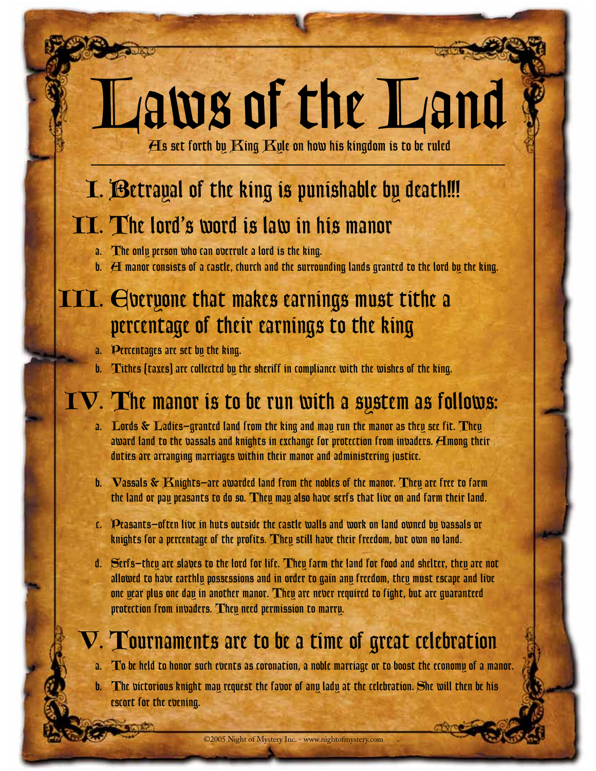# Laws of the Land

As set forth by King Kyle on how his kingdom is to be ruled

## I. Betrayal of the king is punishable by death!!!

## II. The lord's word is law in his manor

a. The only person who can overrule a lord is the king.

b. A manor consists of a castle, church and the surrounding lands granted to the lord by the king.

## III. Everyone that makes earnings must tithe a percentage of their earnings to the king

a. Percentages are set by the king.

b. Tithes (taxes) are collected by the sheriff in compliance with the wishes of the king.

## IV. The manor is to be run with a system as follows:

a. Lords & Ladies—granted land from the king and may run the manor as they see fit. They award land to the vassals and knights in exchange for protection from invaders. Among their duties are arranging marriages within their manor and administering justice.

b. Vassals & Knights—are awarded land from the nobles of the manor. They are free to farm the land or pay peasants to do so. They may also have serfs that live on and farm their land.

c. Peasants—often live in huts outside the castle walls and work on land owned by vassals or knights for a percentage of the profits. They still have their freedom, but own no land.

d. Serfs—they are slaves to the lord for life. They farm the land for food and shelter, they are not allowed to have earthly possessions and in order to gain any freedom, they must escape and live one year plus one day in another manor. They are never required to fight, but are guaranteed protection from invaders. They need permission to marry.

## V. Tournaments are to be a time of great celebration

a. To be held to honor such events as coronation, a noble marriage or to boost the economy of a manor.

b. The victorious knight may request the favor of any lady at the celebration. She will then be his escort for the evening.

©2005 Night of Mystery Inc. - www.nightofmystery.com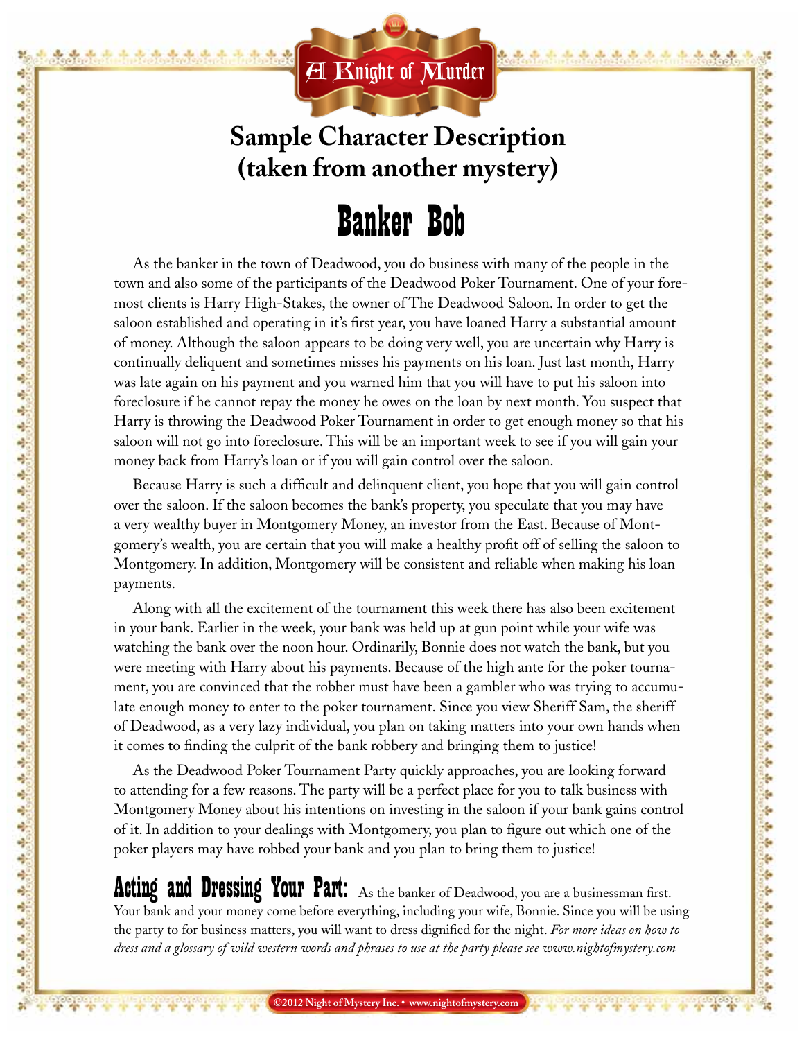# Sample Character Description (taken from another mystery)

## Banker Bob

As the banker in the town of Deadwood, you do business with many of the people in the town and also some of the participants of the Deadwood Poker Tournament. One of your foremost clients is Harry High-Stakes, the owner of The Deadwood Saloon. In order to get the saloon established and operating in it's first year, you have loaned Harry a substantial amount of money. Although the saloon appears to be doing very well, you are uncertain why Harry is continually deliquent and sometimes misses his payments on his loan. Just last month, Harry was late again on his payment and you warned him that you will have to put his saloon into foreclosure if he cannot repay the money he owes on the loan by next month. You suspect that Harry is throwing the Deadwood Poker Tournament in order to get enough money so that his saloon will not go into foreclosure. This will be an important week to see if you will gain your money back from Harry's loan or if you will gain control over the saloon.

Because Harry is such a difficult and delinquent client, you hope that you will gain control over the saloon. If the saloon becomes the bank's property, you speculate that you may have a very wealthy buyer in Montgomery Money, an investor from the East. Because of Montgomery's wealth, you are certain that you will make a healthy profit off of selling the saloon to Montgomery. In addition, Montgomery will be consistent and reliable when making his loan payments.

Along with all the excitement of the tournament this week there has also been excitement in your bank. Earlier in the week, your bank was held up at gun point while your wife was watching the bank over the noon hour. Ordinarily, Bonnie does not watch the bank, but you were meeting with Harry about his payments. Because of the high ante for the poker tournament, you are convinced that the robber must have been a gambler who was trying to accumulate enough money to enter to the poker tournament. Since you view Sheriff Sam, the sheriff of Deadwood, as a very lazy individual, you plan on taking matters into your own hands when it comes to finding the culprit of the bank robbery and bringing them to justice!

As the Deadwood Poker Tournament Party quickly approaches, you are looking forward to attending for a few reasons. The party will be a perfect place for you to talk business with Montgomery Money about his intentions on investing in the saloon if your bank gains control of it. In addition to your dealings with Montgomery, you plan to figure out which one of the poker players may have robbed your bank and you plan to bring them to justice!

**Acting and Dressing Your Part:** As the banker of Deadwood, you are a businessman first. Your bank and your money come before everything, including your wife, Bonnie. Since you will be using the party to for business matters, you will want to dress dignified for the night. *For more ideas on how to dress and a glossary of wild western words and phrases to use at the party please see www.nightofmystery.com*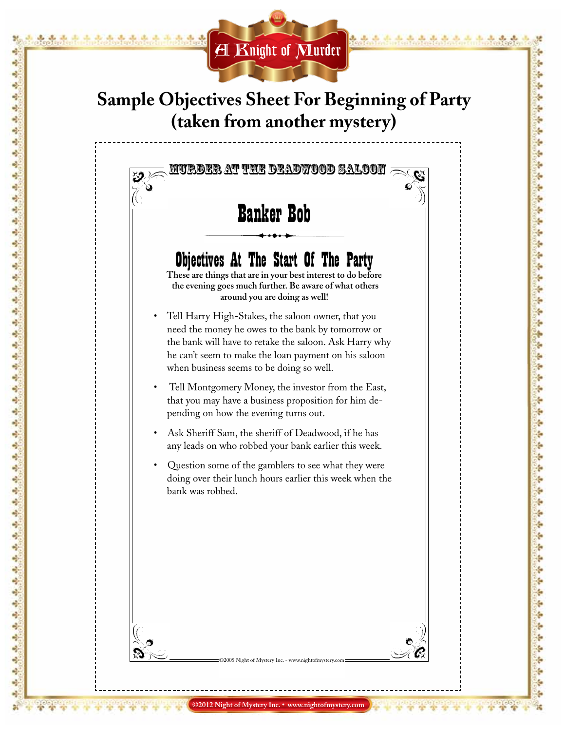# Sample Objectives Sheet For Beginning of Party (taken from another mystery)

MURDER AT THE DEADWOOD SALOON

## Banker Bob

### Objectives At The Start Of The Party

**These are things that are in your best interest to do before the evening goes much further. Be aware of what others around you are doing as well!**

- Tell Harry High-Stakes, the saloon owner, that you need the money he owes to the bank by tomorrow or the bank will have to retake the saloon. Ask Harry why he can't seem to make the loan payment on his saloon when business seems to be doing so well.
- Tell Montgomery Money, the investor from the East, that you may have a business proposition for him depending on how the evening turns out.
- Ask Sheriff Sam, the sheriff of Deadwood, if he has any leads on who robbed your bank earlier this week.
- Question some of the gamblers to see what they were doing over their lunch hours earlier this week when the bank was robbed.

©2005 Night of Mystery Inc. - www.nightofmystery.com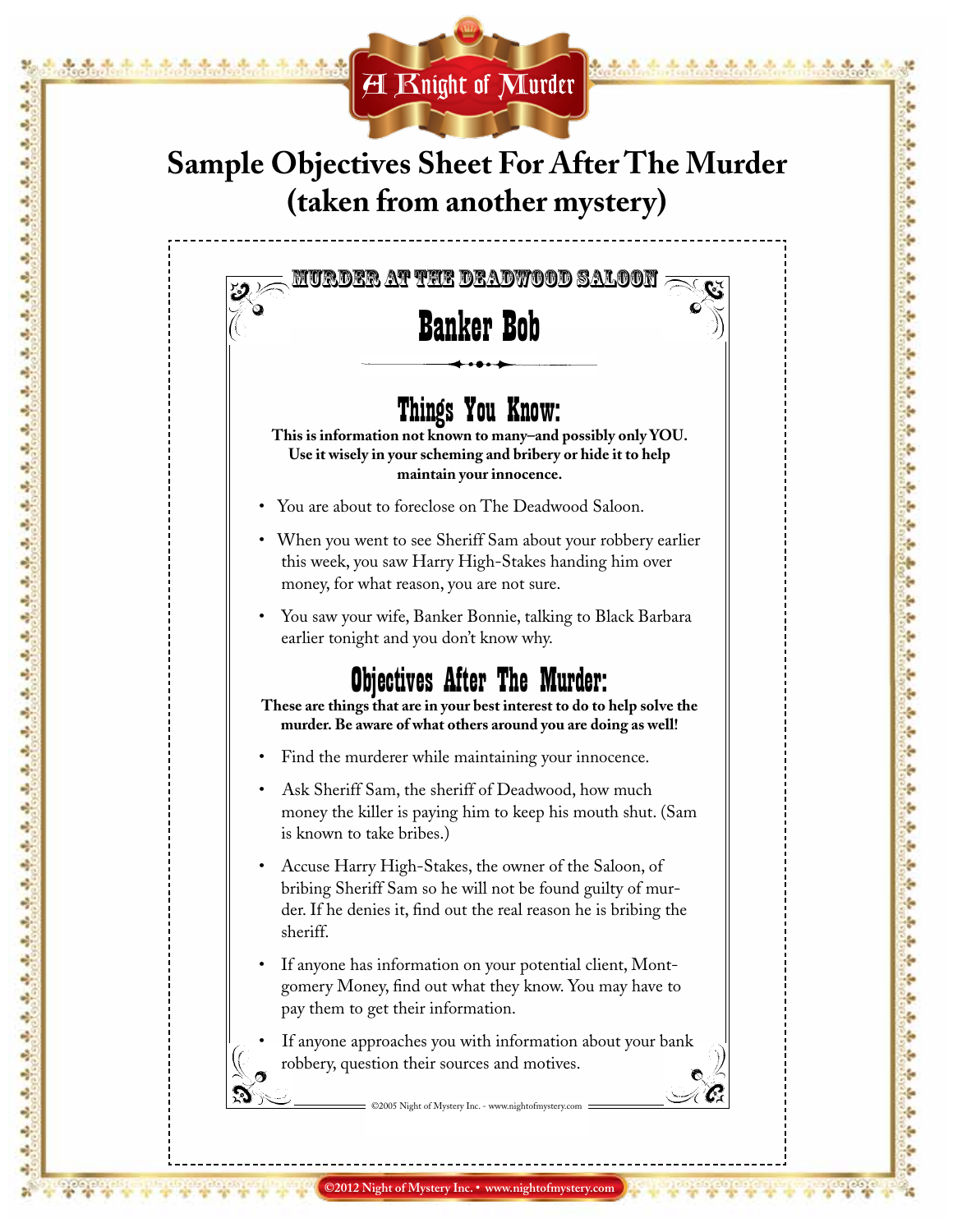# Sample Objectives Sheet For After The Murder (taken from another mystery)

MURDER AT THE DEADWOOD SALOON

## Banker Bob

### Things You Know:

**This is information not known to many–and possibly only YOU. Use it wisely in your scheming and bribery or hide it to help maintain your innocence.**

- You are about to foreclose on The Deadwood Saloon.
- When you went to see Sheriff Sam about your robbery earlier this week, you saw Harry High-Stakes handing him over money, for what reason, you are not sure.
- You saw your wife, Banker Bonnie, talking to Black Barbara earlier tonight and you don't know why.

### Objectives After The Murder:

**These are things that are in your best interest to do to help solve the murder. Be aware of what others around you are doing as well!**

- Find the murderer while maintaining your innocence.
- Ask Sheriff Sam, the sheriff of Deadwood, how much money the killer is paying him to keep his mouth shut. (Sam is known to take bribes.)
- Accuse Harry High-Stakes, the owner of the Saloon, of bribing Sheriff Sam so he will not be found guilty of murder. If he denies it, find out the real reason he is bribing the sheriff.
- If anyone has information on your potential client, Montgomery Money, find out what they know. You may have to pay them to get their information.
- If anyone approaches you with information about your bank robbery, question their sources and motives.

©2005 Night of Mystery Inc. - www.nightofmystery.com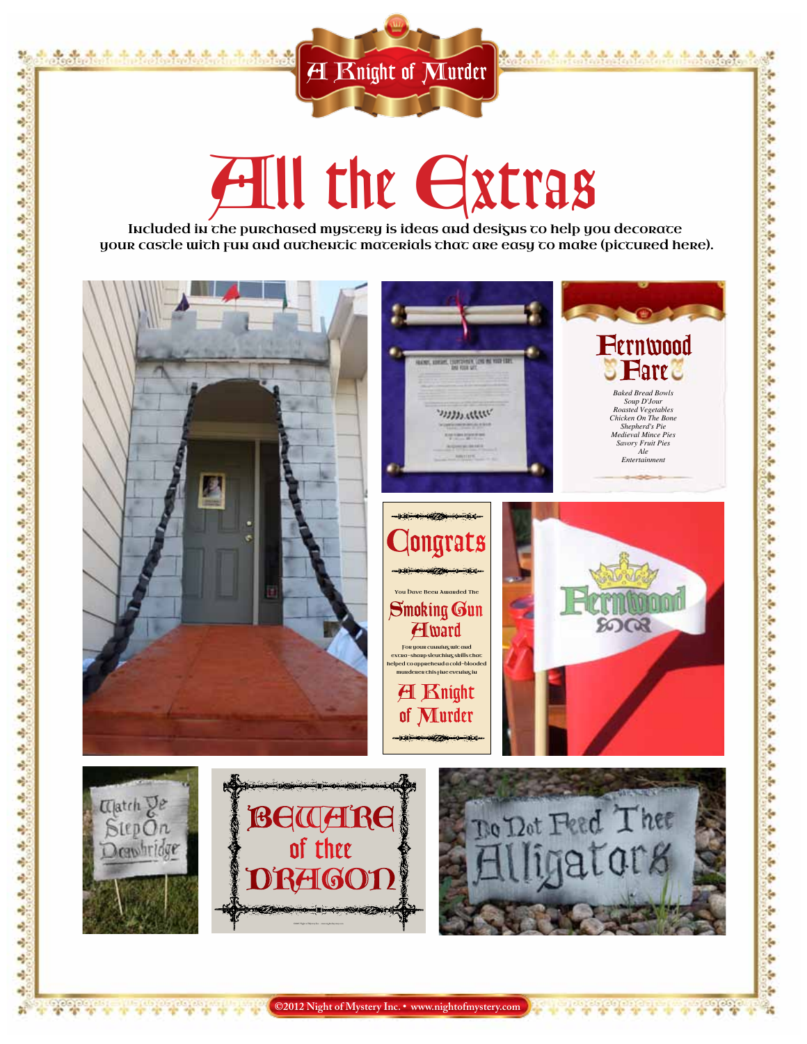# All the Extras

Included in the purchased mystery is ideas and designs to help you decorate your castle with fun and authentic materials that are easy to make (pictured here).

## Fernwood Fare

*Baked Bread Bowls*
*Soup D'Jour*
*Roasted Vegetables*
*Chicken On The Bone*
*Shepherd's Pie*
*Medieval Mince Pies*
*Savory Fruit Pies*
*Ale*
*Entertainment*

## Congrats

You Have Been Awarded The

**Smoking Gun Award**

For your cunning wit and extra-sharp sleuthing skills that helped to apprehend a cold-blooded murderer this fine evening in

**A Knight of Murder**

Watch Ye Step On Drawbridge

**BEWARE of thee DRAGON**

Do Not Feed Thee Alligators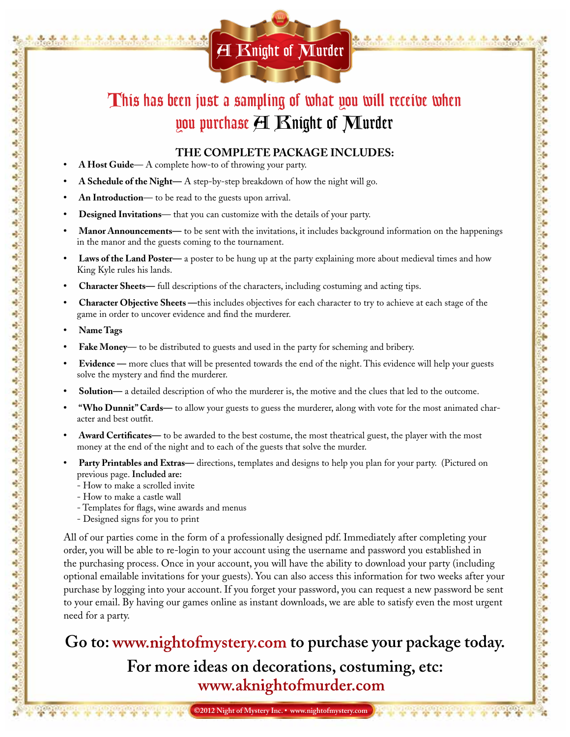# A Knight of Murder

## This has been just a sampling of what you will receive when you purchase A Knight of Murder

### THE COMPLETE PACKAGE INCLUDES:

- **A Host Guide**— A complete how-to of throwing your party.
- **A Schedule of the Night—** A step-by-step breakdown of how the night will go.
- **An Introduction**— to be read to the guests upon arrival.
- **Designed Invitations**— that you can customize with the details of your party.
- **Manor Announcements—** to be sent with the invitations, it includes background information on the happenings in the manor and the guests coming to the tournament.
- **Laws of the Land Poster—** a poster to be hung up at the party explaining more about medieval times and how King Kyle rules his lands.
- **Character Sheets—** full descriptions of the characters, including costuming and acting tips.
- **Character Objective Sheets —**this includes objectives for each character to try to achieve at each stage of the game in order to uncover evidence and find the murderer.
- **Name Tags**
- **Fake Money**— to be distributed to guests and used in the party for scheming and bribery.
- **Evidence —** more clues that will be presented towards the end of the night. This evidence will help your guests solve the mystery and find the murderer.
- **Solution—** a detailed description of who the murderer is, the motive and the clues that led to the outcome.
- **"Who Dunnit" Cards—** to allow your guests to guess the murderer, along with vote for the most animated character and best outfit.
- **Award Certificates—** to be awarded to the best costume, the most theatrical guest, the player with the most money at the end of the night and to each of the guests that solve the murder.
- **Party Printables and Extras—** directions, templates and designs to help you plan for your party. (Pictured on previous page. **Included are:**
  - How to make a scrolled invite
  - How to make a castle wall
  - Templates for flags, wine awards and menus
  - Designed signs for you to print

All of our parties come in the form of a professionally designed pdf. Immediately after completing your order, you will be able to re-login to your account using the username and password you established in the purchasing process. Once in your account, you will have the ability to download your party (including optional emailable invitations for your guests). You can also access this information for two weeks after your purchase by logging into your account. If you forget your password, you can request a new password be sent to your email. By having our games online as instant downloads, we are able to satisfy even the most urgent need for a party.

**Go to: www.nightofmystery.com to purchase your package today.**

**For more ideas on decorations, costuming, etc: www.aknightofmurder.com**

©2012 Night of Mystery Inc. • www.nightofmystery.com